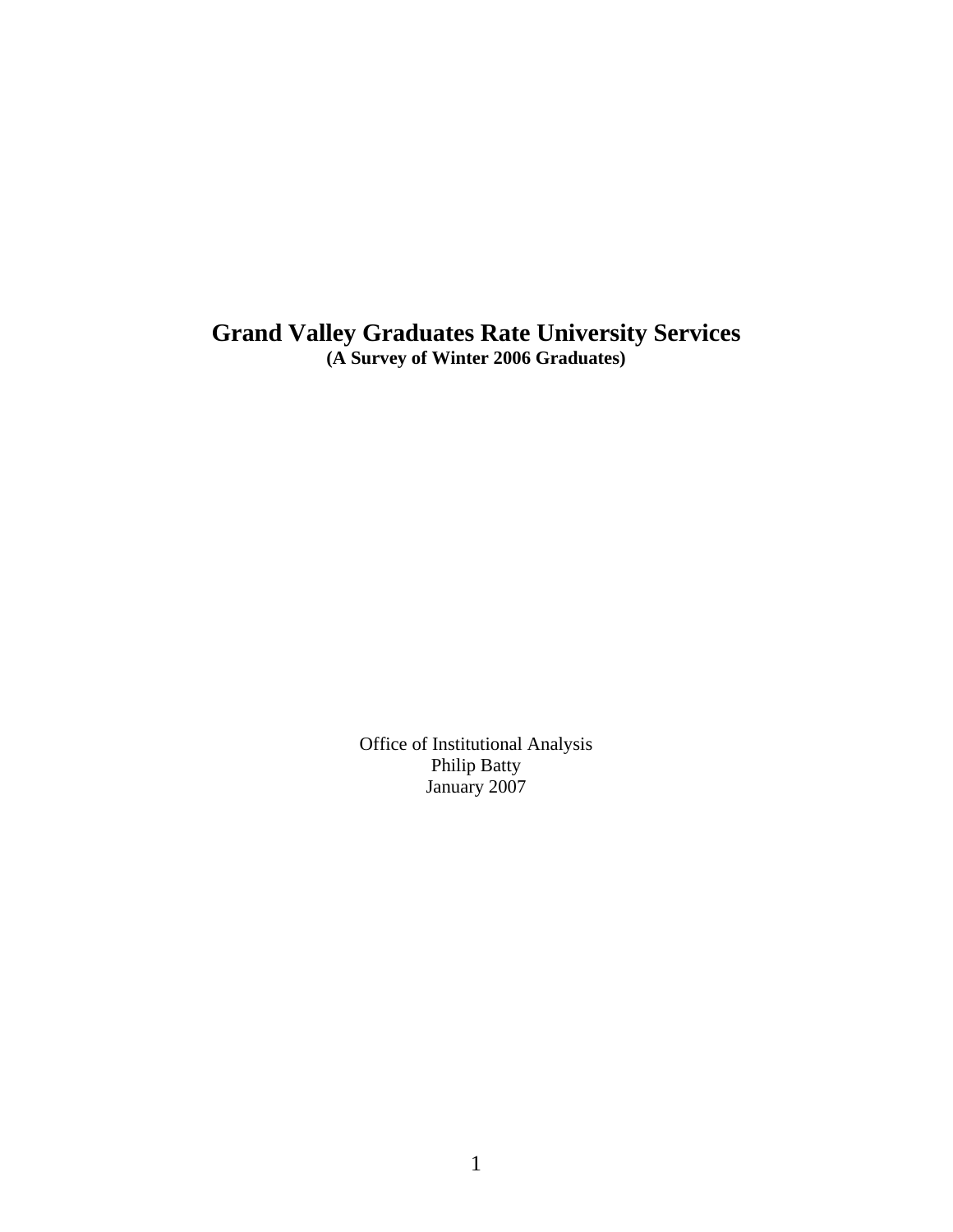# Grand Valley Graduates Rate University Services

**(A Survey of Winter 2006 Graduates)**

Office of Institutional Analysis
Philip Batty
January 2007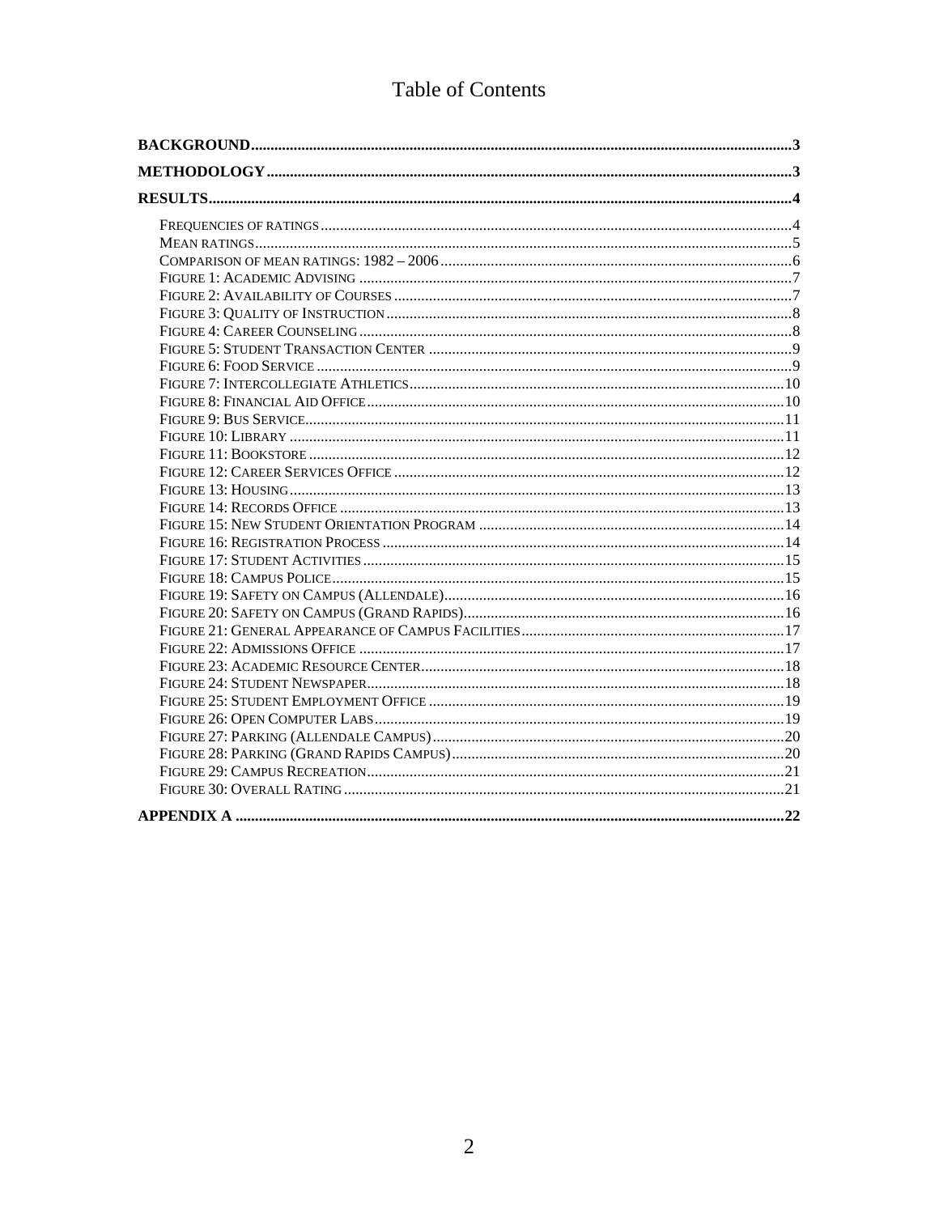# Table of Contents

**BACKGROUND** ..... 3

**METHODOLOGY** ..... 3

**RESULTS** ..... 4

- FREQUENCIES OF RATINGS ..... 4
- MEAN RATINGS ..... 5
- COMPARISON OF MEAN RATINGS: 1982 – 2006 ..... 6
- FIGURE 1: ACADEMIC ADVISING ..... 7
- FIGURE 2: AVAILABILITY OF COURSES ..... 7
- FIGURE 3: QUALITY OF INSTRUCTION ..... 8
- FIGURE 4: CAREER COUNSELING ..... 8
- FIGURE 5: STUDENT TRANSACTION CENTER ..... 9
- FIGURE 6: FOOD SERVICE ..... 9
- FIGURE 7: INTERCOLLEGIATE ATHLETICS ..... 10
- FIGURE 8: FINANCIAL AID OFFICE ..... 10
- FIGURE 9: BUS SERVICE ..... 11
- FIGURE 10: LIBRARY ..... 11
- FIGURE 11: BOOKSTORE ..... 12
- FIGURE 12: CAREER SERVICES OFFICE ..... 12
- FIGURE 13: HOUSING ..... 13
- FIGURE 14: RECORDS OFFICE ..... 13
- FIGURE 15: NEW STUDENT ORIENTATION PROGRAM ..... 14
- FIGURE 16: REGISTRATION PROCESS ..... 14
- FIGURE 17: STUDENT ACTIVITIES ..... 15
- FIGURE 18: CAMPUS POLICE ..... 15
- FIGURE 19: SAFETY ON CAMPUS (ALLENDALE) ..... 16
- FIGURE 20: SAFETY ON CAMPUS (GRAND RAPIDS) ..... 16
- FIGURE 21: GENERAL APPEARANCE OF CAMPUS FACILITIES ..... 17
- FIGURE 22: ADMISSIONS OFFICE ..... 17
- FIGURE 23: ACADEMIC RESOURCE CENTER ..... 18
- FIGURE 24: STUDENT NEWSPAPER ..... 18
- FIGURE 25: STUDENT EMPLOYMENT OFFICE ..... 19
- FIGURE 26: OPEN COMPUTER LABS ..... 19
- FIGURE 27: PARKING (ALLENDALE CAMPUS) ..... 20
- FIGURE 28: PARKING (GRAND RAPIDS CAMPUS) ..... 20
- FIGURE 29: CAMPUS RECREATION ..... 21
- FIGURE 30: OVERALL RATING ..... 21

**APPENDIX A** ..... 22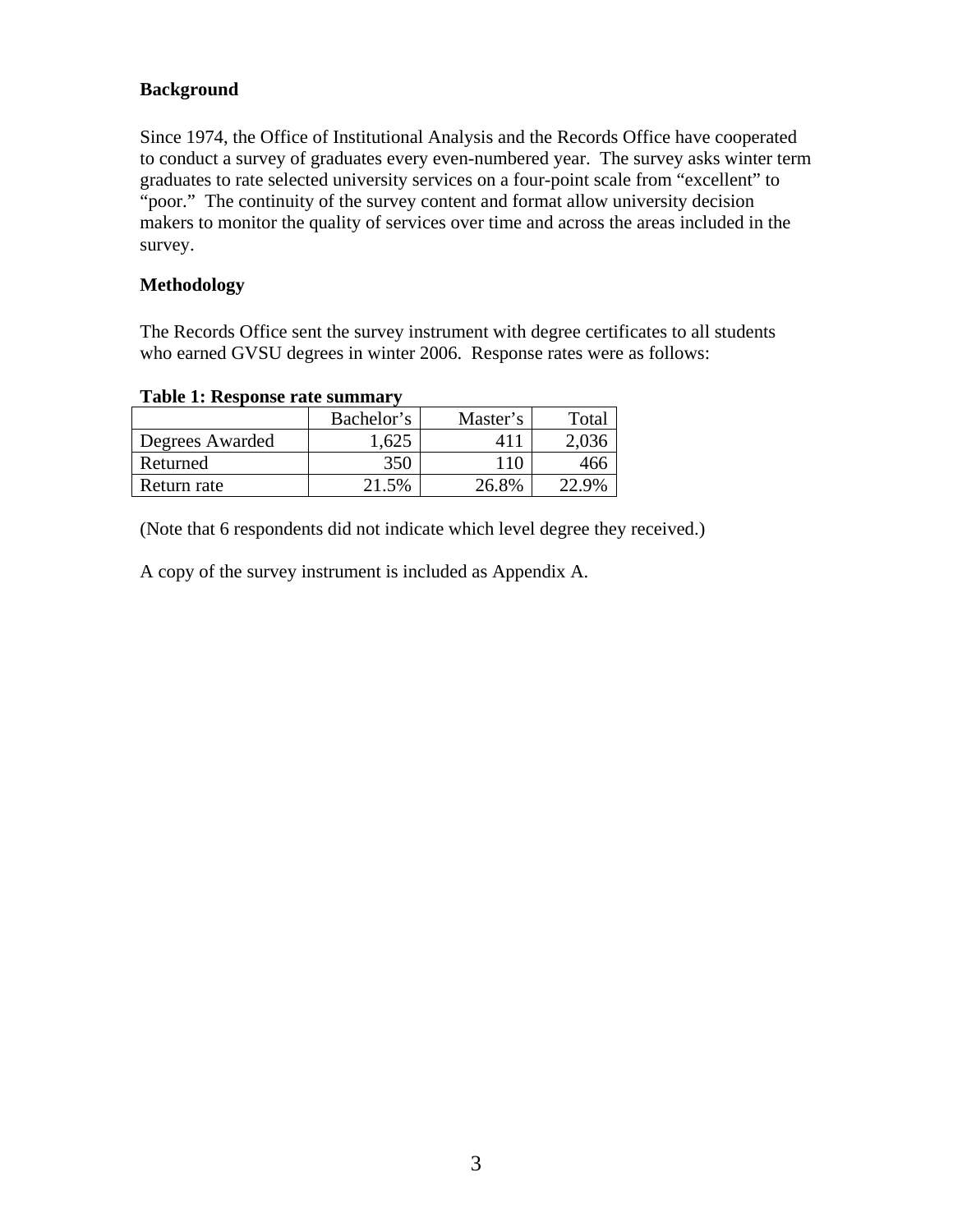## Background

Since 1974, the Office of Institutional Analysis and the Records Office have cooperated to conduct a survey of graduates every even-numbered year. The survey asks winter term graduates to rate selected university services on a four-point scale from "excellent" to "poor." The continuity of the survey content and format allow university decision makers to monitor the quality of services over time and across the areas included in the survey.

## Methodology

The Records Office sent the survey instrument with degree certificates to all students who earned GVSU degrees in winter 2006. Response rates were as follows:

**Table 1: Response rate summary**

| | Bachelor's | Master's | Total |
|---|---|---|---|
| Degrees Awarded | 1,625 | 411 | 2,036 |
| Returned | 350 | 110 | 466 |
| Return rate | 21.5% | 26.8% | 22.9% |

(Note that 6 respondents did not indicate which level degree they received.)

A copy of the survey instrument is included as Appendix A.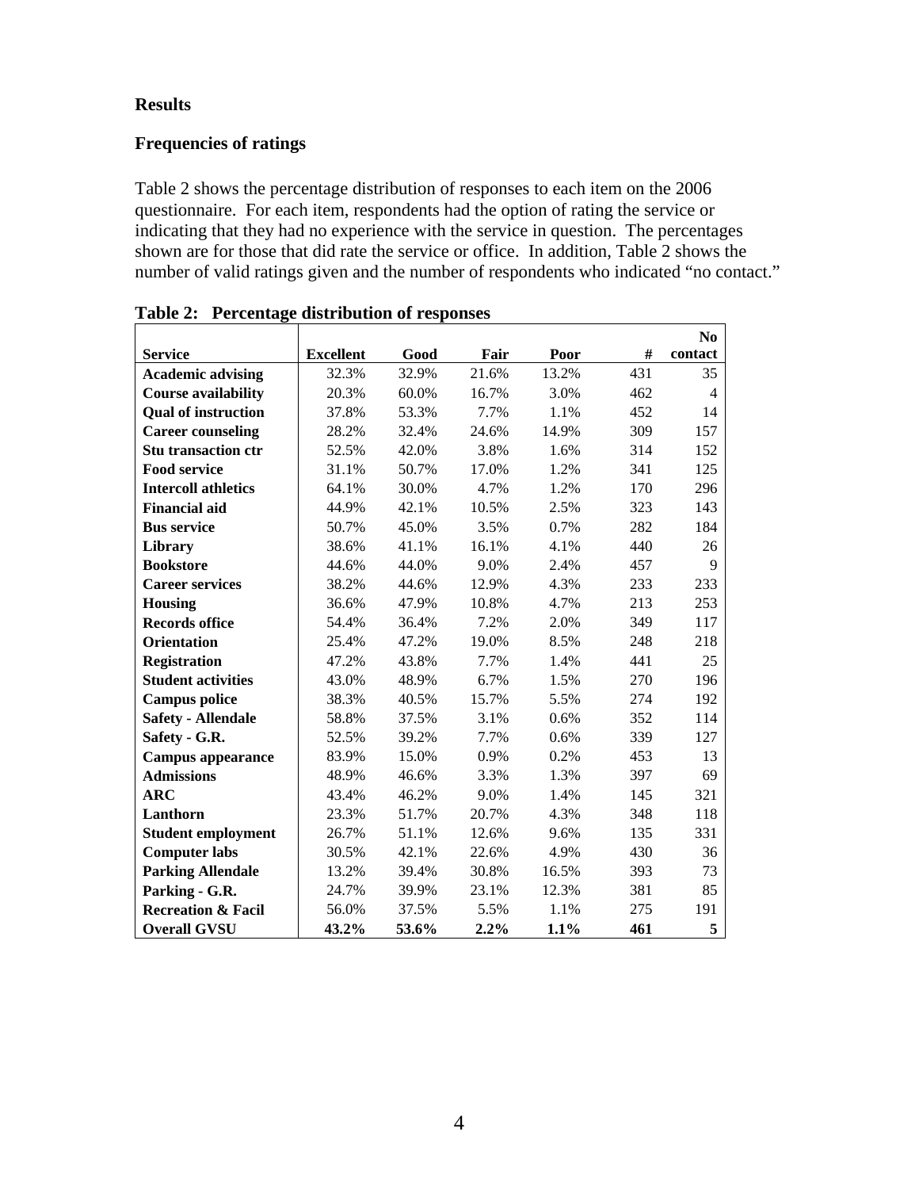## Results

### Frequencies of ratings

Table 2 shows the percentage distribution of responses to each item on the 2006 questionnaire. For each item, respondents had the option of rating the service or indicating that they had no experience with the service in question. The percentages shown are for those that did rate the service or office. In addition, Table 2 shows the number of valid ratings given and the number of respondents who indicated "no contact."

**Table 2: Percentage distribution of responses**

| Service | Excellent | Good | Fair | Poor | # | No contact |
|---|---|---|---|---|---|---|
| **Academic advising** | 32.3% | 32.9% | 21.6% | 13.2% | 431 | 35 |
| **Course availability** | 20.3% | 60.0% | 16.7% | 3.0% | 462 | 4 |
| **Qual of instruction** | 37.8% | 53.3% | 7.7% | 1.1% | 452 | 14 |
| **Career counseling** | 28.2% | 32.4% | 24.6% | 14.9% | 309 | 157 |
| **Stu transaction ctr** | 52.5% | 42.0% | 3.8% | 1.6% | 314 | 152 |
| **Food service** | 31.1% | 50.7% | 17.0% | 1.2% | 341 | 125 |
| **Intercoll athletics** | 64.1% | 30.0% | 4.7% | 1.2% | 170 | 296 |
| **Financial aid** | 44.9% | 42.1% | 10.5% | 2.5% | 323 | 143 |
| **Bus service** | 50.7% | 45.0% | 3.5% | 0.7% | 282 | 184 |
| **Library** | 38.6% | 41.1% | 16.1% | 4.1% | 440 | 26 |
| **Bookstore** | 44.6% | 44.0% | 9.0% | 2.4% | 457 | 9 |
| **Career services** | 38.2% | 44.6% | 12.9% | 4.3% | 233 | 233 |
| **Housing** | 36.6% | 47.9% | 10.8% | 4.7% | 213 | 253 |
| **Records office** | 54.4% | 36.4% | 7.2% | 2.0% | 349 | 117 |
| **Orientation** | 25.4% | 47.2% | 19.0% | 8.5% | 248 | 218 |
| **Registration** | 47.2% | 43.8% | 7.7% | 1.4% | 441 | 25 |
| **Student activities** | 43.0% | 48.9% | 6.7% | 1.5% | 270 | 196 |
| **Campus police** | 38.3% | 40.5% | 15.7% | 5.5% | 274 | 192 |
| **Safety - Allendale** | 58.8% | 37.5% | 3.1% | 0.6% | 352 | 114 |
| **Safety - G.R.** | 52.5% | 39.2% | 7.7% | 0.6% | 339 | 127 |
| **Campus appearance** | 83.9% | 15.0% | 0.9% | 0.2% | 453 | 13 |
| **Admissions** | 48.9% | 46.6% | 3.3% | 1.3% | 397 | 69 |
| **ARC** | 43.4% | 46.2% | 9.0% | 1.4% | 145 | 321 |
| **Lanthorn** | 23.3% | 51.7% | 20.7% | 4.3% | 348 | 118 |
| **Student employment** | 26.7% | 51.1% | 12.6% | 9.6% | 135 | 331 |
| **Computer labs** | 30.5% | 42.1% | 22.6% | 4.9% | 430 | 36 |
| **Parking Allendale** | 13.2% | 39.4% | 30.8% | 16.5% | 393 | 73 |
| **Parking - G.R.** | 24.7% | 39.9% | 23.1% | 12.3% | 381 | 85 |
| **Recreation & Facil** | 56.0% | 37.5% | 5.5% | 1.1% | 275 | 191 |
| **Overall GVSU** | **43.2%** | **53.6%** | **2.2%** | **1.1%** | **461** | **5** |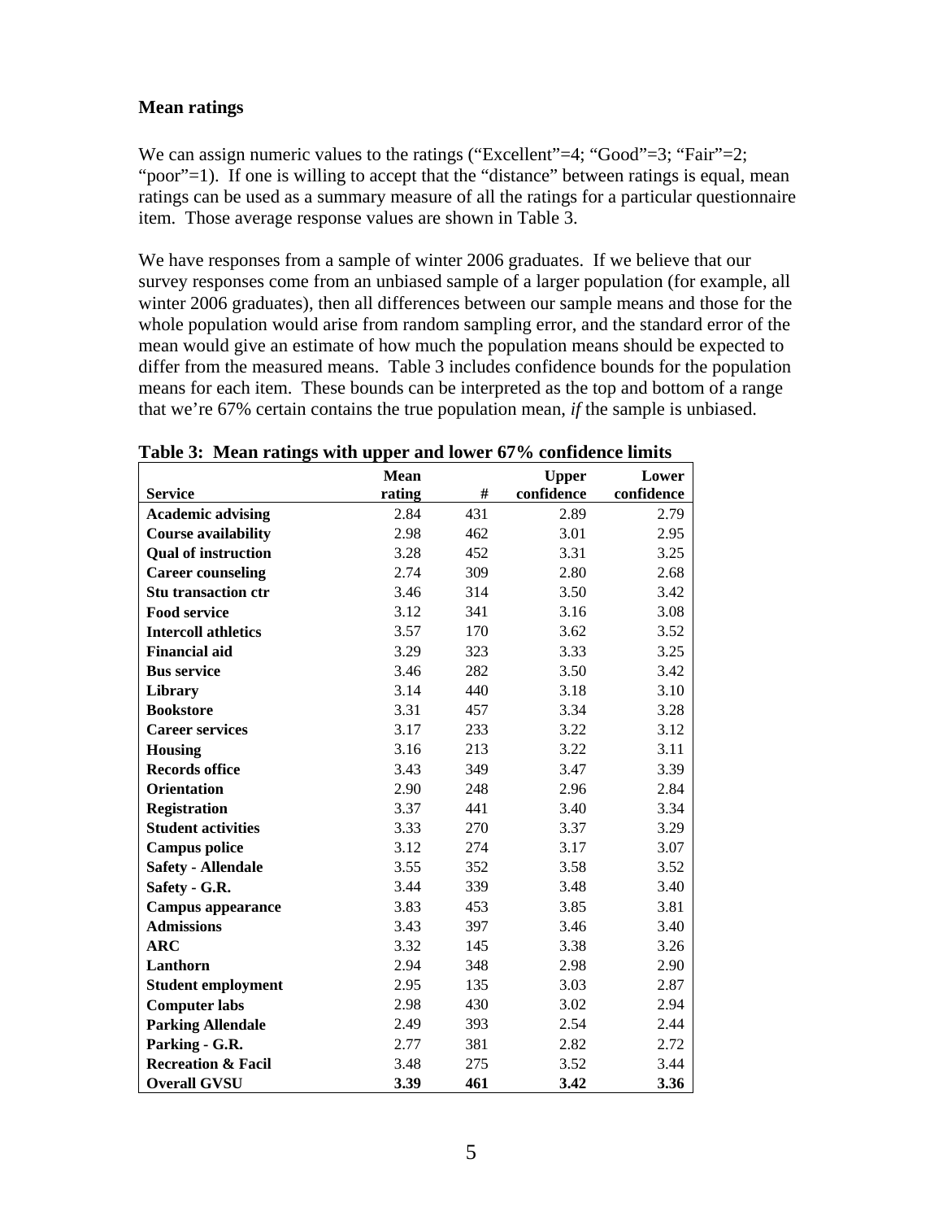### Mean ratings

We can assign numeric values to the ratings ("Excellent"=4; "Good"=3; "Fair"=2; "poor"=1). If one is willing to accept that the "distance" between ratings is equal, mean ratings can be used as a summary measure of all the ratings for a particular questionnaire item. Those average response values are shown in Table 3.

We have responses from a sample of winter 2006 graduates. If we believe that our survey responses come from an unbiased sample of a larger population (for example, all winter 2006 graduates), then all differences between our sample means and those for the whole population would arise from random sampling error, and the standard error of the mean would give an estimate of how much the population means should be expected to differ from the measured means. Table 3 includes confidence bounds for the population means for each item. These bounds can be interpreted as the top and bottom of a range that we're 67% certain contains the true population mean, *if* the sample is unbiased.

**Table 3: Mean ratings with upper and lower 67% confidence limits**

| Service | Mean rating | # | Upper confidence | Lower confidence |
|---|---|---|---|---|
| **Academic advising** | 2.84 | 431 | 2.89 | 2.79 |
| **Course availability** | 2.98 | 462 | 3.01 | 2.95 |
| **Qual of instruction** | 3.28 | 452 | 3.31 | 3.25 |
| **Career counseling** | 2.74 | 309 | 2.80 | 2.68 |
| **Stu transaction ctr** | 3.46 | 314 | 3.50 | 3.42 |
| **Food service** | 3.12 | 341 | 3.16 | 3.08 |
| **Intercoll athletics** | 3.57 | 170 | 3.62 | 3.52 |
| **Financial aid** | 3.29 | 323 | 3.33 | 3.25 |
| **Bus service** | 3.46 | 282 | 3.50 | 3.42 |
| **Library** | 3.14 | 440 | 3.18 | 3.10 |
| **Bookstore** | 3.31 | 457 | 3.34 | 3.28 |
| **Career services** | 3.17 | 233 | 3.22 | 3.12 |
| **Housing** | 3.16 | 213 | 3.22 | 3.11 |
| **Records office** | 3.43 | 349 | 3.47 | 3.39 |
| **Orientation** | 2.90 | 248 | 2.96 | 2.84 |
| **Registration** | 3.37 | 441 | 3.40 | 3.34 |
| **Student activities** | 3.33 | 270 | 3.37 | 3.29 |
| **Campus police** | 3.12 | 274 | 3.17 | 3.07 |
| **Safety - Allendale** | 3.55 | 352 | 3.58 | 3.52 |
| **Safety - G.R.** | 3.44 | 339 | 3.48 | 3.40 |
| **Campus appearance** | 3.83 | 453 | 3.85 | 3.81 |
| **Admissions** | 3.43 | 397 | 3.46 | 3.40 |
| **ARC** | 3.32 | 145 | 3.38 | 3.26 |
| **Lanthorn** | 2.94 | 348 | 2.98 | 2.90 |
| **Student employment** | 2.95 | 135 | 3.03 | 2.87 |
| **Computer labs** | 2.98 | 430 | 3.02 | 2.94 |
| **Parking Allendale** | 2.49 | 393 | 2.54 | 2.44 |
| **Parking - G.R.** | 2.77 | 381 | 2.82 | 2.72 |
| **Recreation & Facil** | 3.48 | 275 | 3.52 | 3.44 |
| **Overall GVSU** | **3.39** | **461** | **3.42** | **3.36** |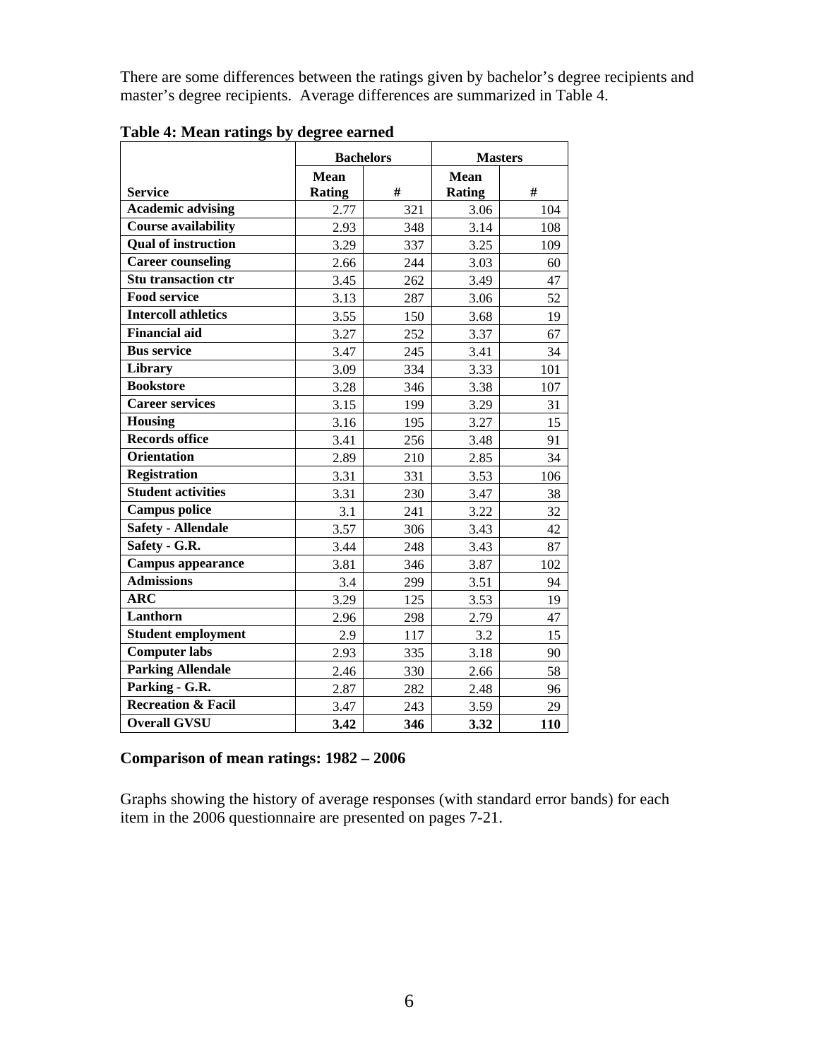There are some differences between the ratings given by bachelor's degree recipients and master's degree recipients. Average differences are summarized in Table 4.

**Table 4: Mean ratings by degree earned**

| | Bachelors | | Masters | |
|---|---|---|---|---|
| **Service** | **Mean Rating** | **#** | **Mean Rating** | **#** |
| **Academic advising** | 2.77 | 321 | 3.06 | 104 |
| **Course availability** | 2.93 | 348 | 3.14 | 108 |
| **Qual of instruction** | 3.29 | 337 | 3.25 | 109 |
| **Career counseling** | 2.66 | 244 | 3.03 | 60 |
| **Stu transaction ctr** | 3.45 | 262 | 3.49 | 47 |
| **Food service** | 3.13 | 287 | 3.06 | 52 |
| **Intercoll athletics** | 3.55 | 150 | 3.68 | 19 |
| **Financial aid** | 3.27 | 252 | 3.37 | 67 |
| **Bus service** | 3.47 | 245 | 3.41 | 34 |
| **Library** | 3.09 | 334 | 3.33 | 101 |
| **Bookstore** | 3.28 | 346 | 3.38 | 107 |
| **Career services** | 3.15 | 199 | 3.29 | 31 |
| **Housing** | 3.16 | 195 | 3.27 | 15 |
| **Records office** | 3.41 | 256 | 3.48 | 91 |
| **Orientation** | 2.89 | 210 | 2.85 | 34 |
| **Registration** | 3.31 | 331 | 3.53 | 106 |
| **Student activities** | 3.31 | 230 | 3.47 | 38 |
| **Campus police** | 3.1 | 241 | 3.22 | 32 |
| **Safety - Allendale** | 3.57 | 306 | 3.43 | 42 |
| **Safety - G.R.** | 3.44 | 248 | 3.43 | 87 |
| **Campus appearance** | 3.81 | 346 | 3.87 | 102 |
| **Admissions** | 3.4 | 299 | 3.51 | 94 |
| **ARC** | 3.29 | 125 | 3.53 | 19 |
| **Lanthorn** | 2.96 | 298 | 2.79 | 47 |
| **Student employment** | 2.9 | 117 | 3.2 | 15 |
| **Computer labs** | 2.93 | 335 | 3.18 | 90 |
| **Parking Allendale** | 2.46 | 330 | 2.66 | 58 |
| **Parking - G.R.** | 2.87 | 282 | 2.48 | 96 |
| **Recreation & Facil** | 3.47 | 243 | 3.59 | 29 |
| **Overall GVSU** | **3.42** | **346** | **3.32** | **110** |

### Comparison of mean ratings: 1982 – 2006

Graphs showing the history of average responses (with standard error bands) for each item in the 2006 questionnaire are presented on pages 7-21.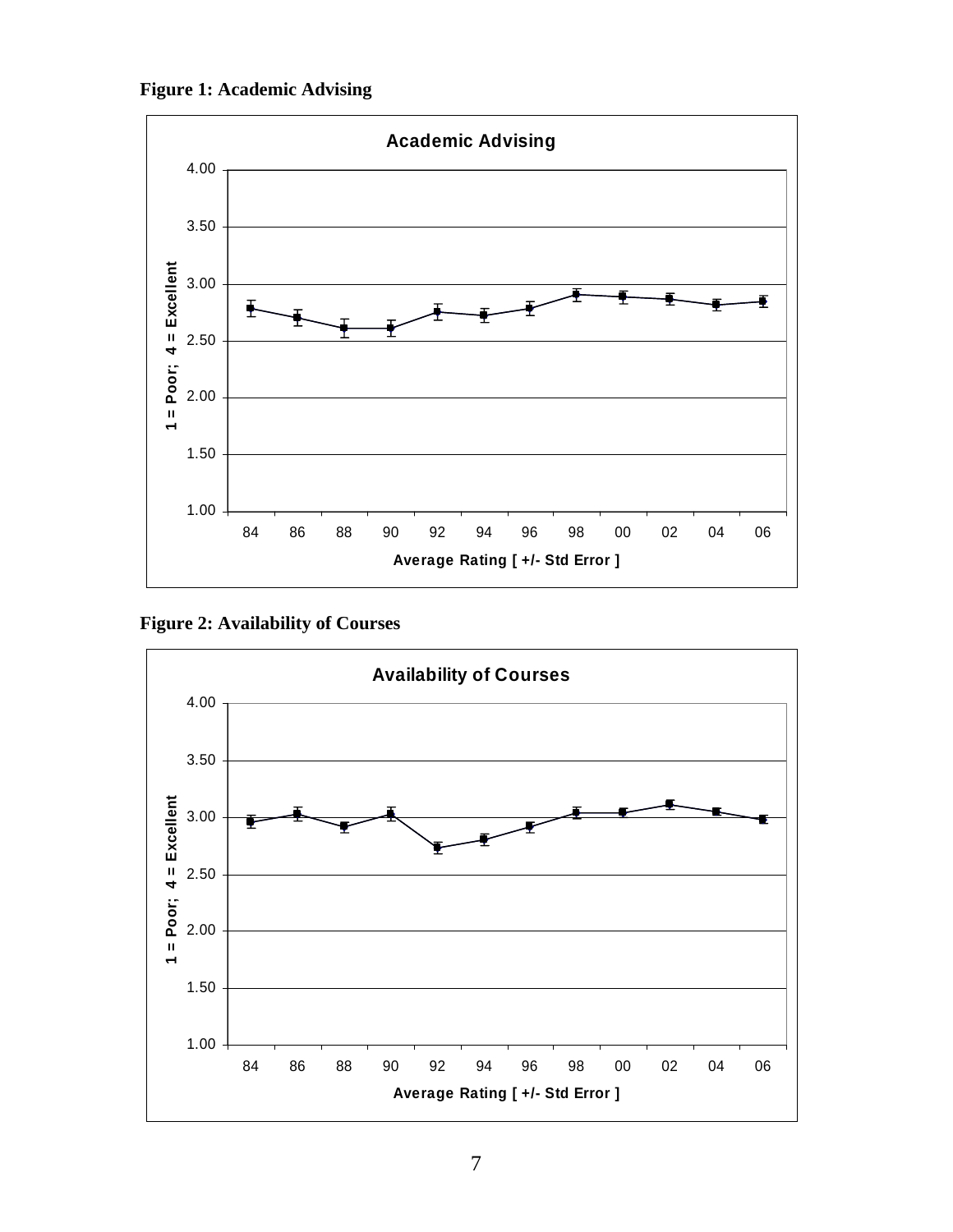**Figure 1: Academic Advising**

**Figure 2: Availability of Courses**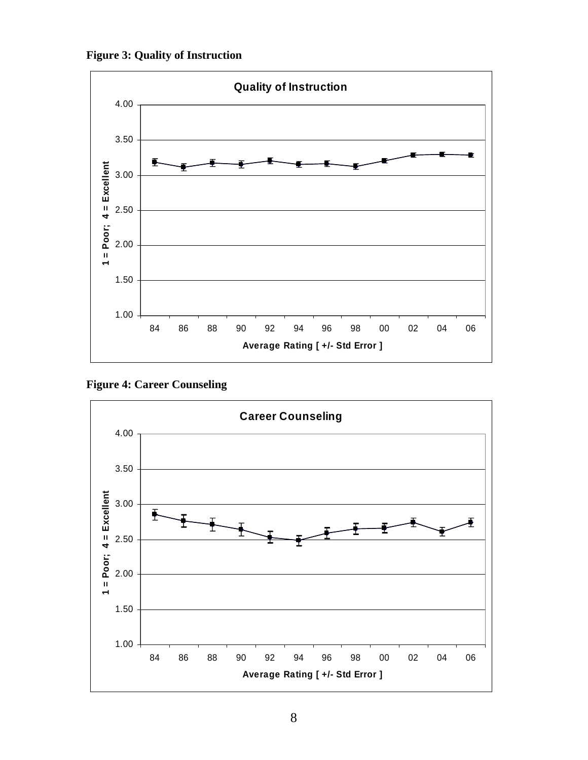**Figure 3: Quality of Instruction**

**Figure 4: Career Counseling**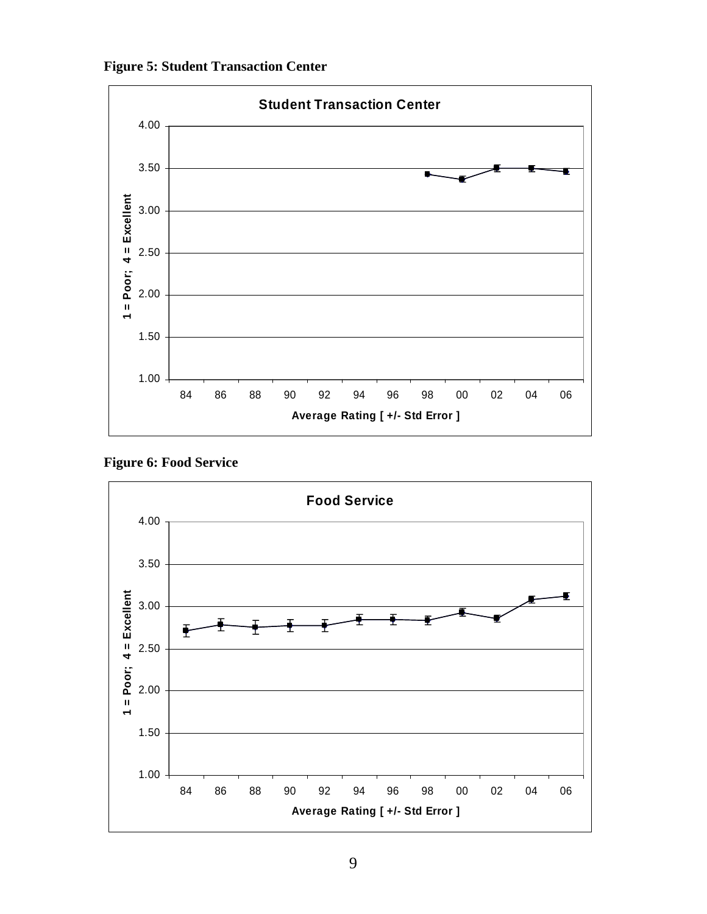**Figure 5: Student Transaction Center**

**Figure 6: Food Service**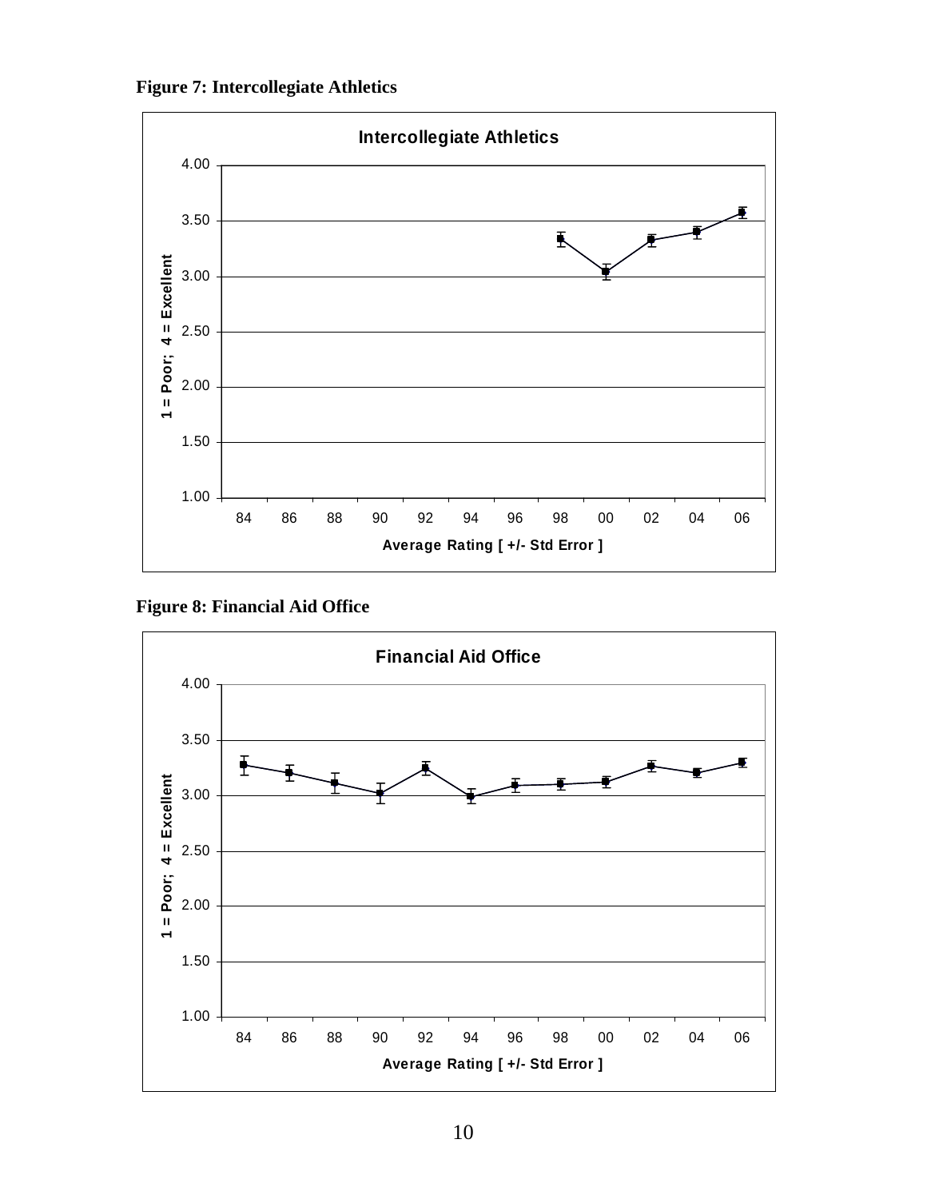**Figure 7: Intercollegiate Athletics**

**Figure 8: Financial Aid Office**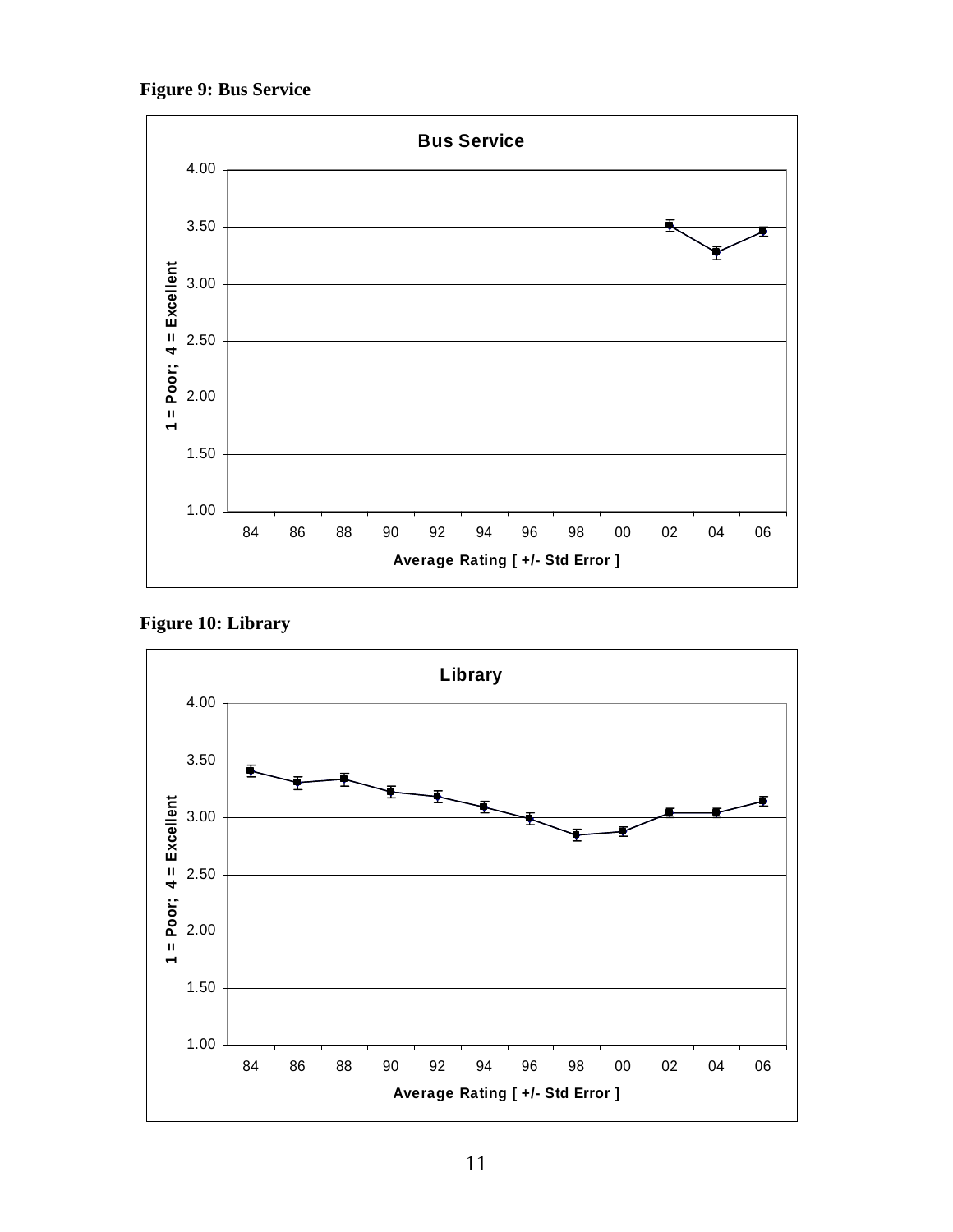**Figure 9: Bus Service**

**Figure 10: Library**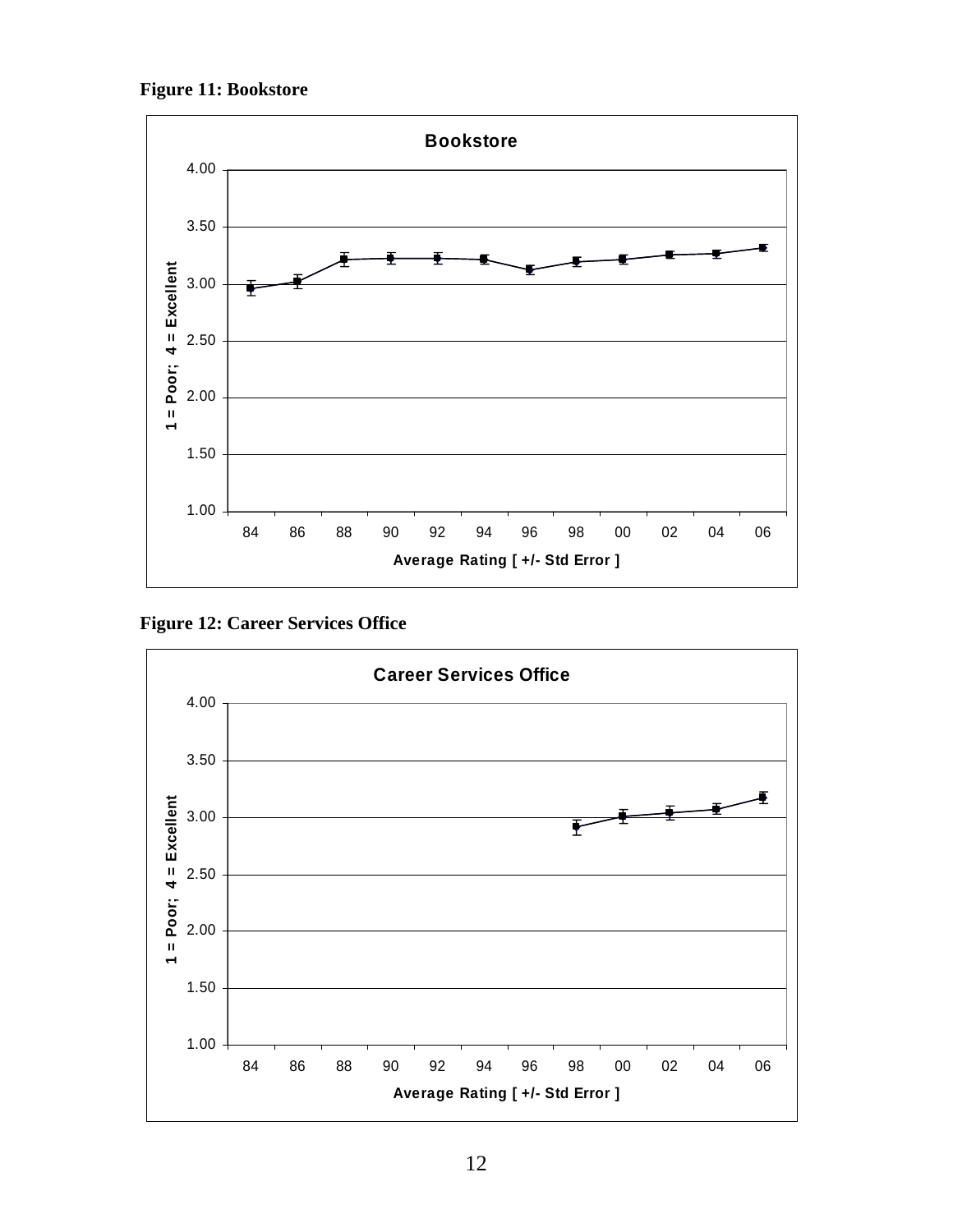**Figure 11: Bookstore**

**Figure 12: Career Services Office**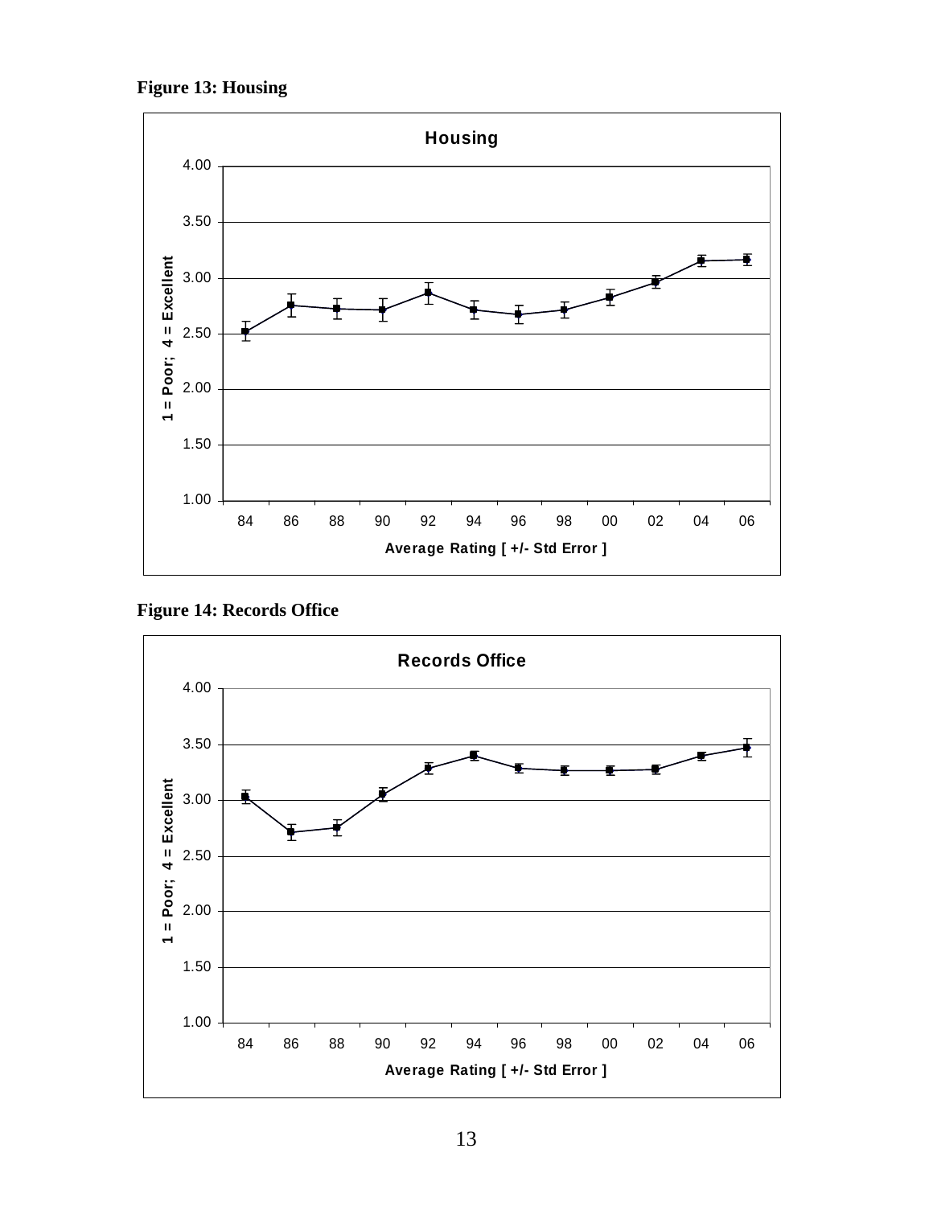**Figure 13: Housing**

**Figure 14: Records Office**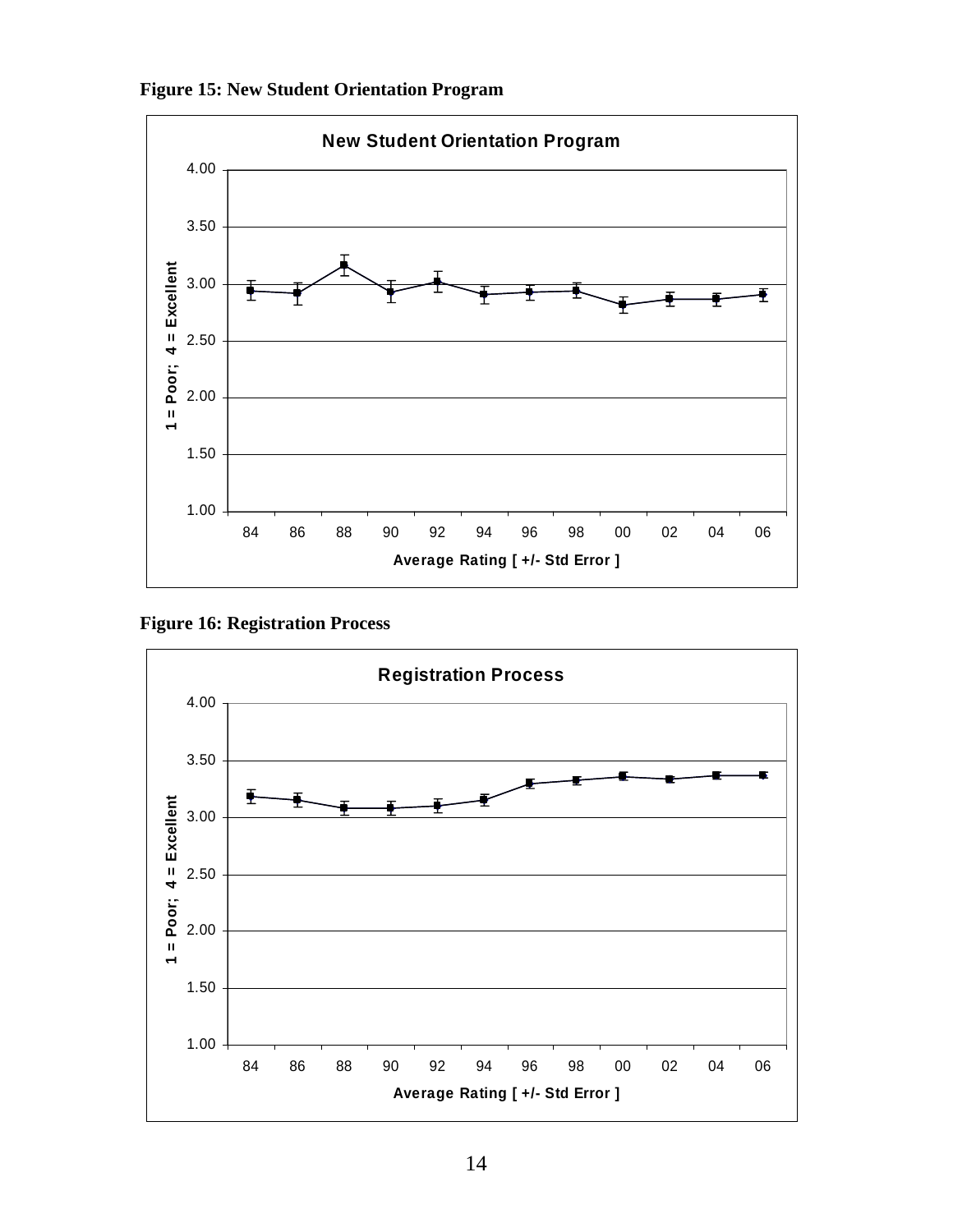**Figure 15: New Student Orientation Program**

**Figure 16: Registration Process**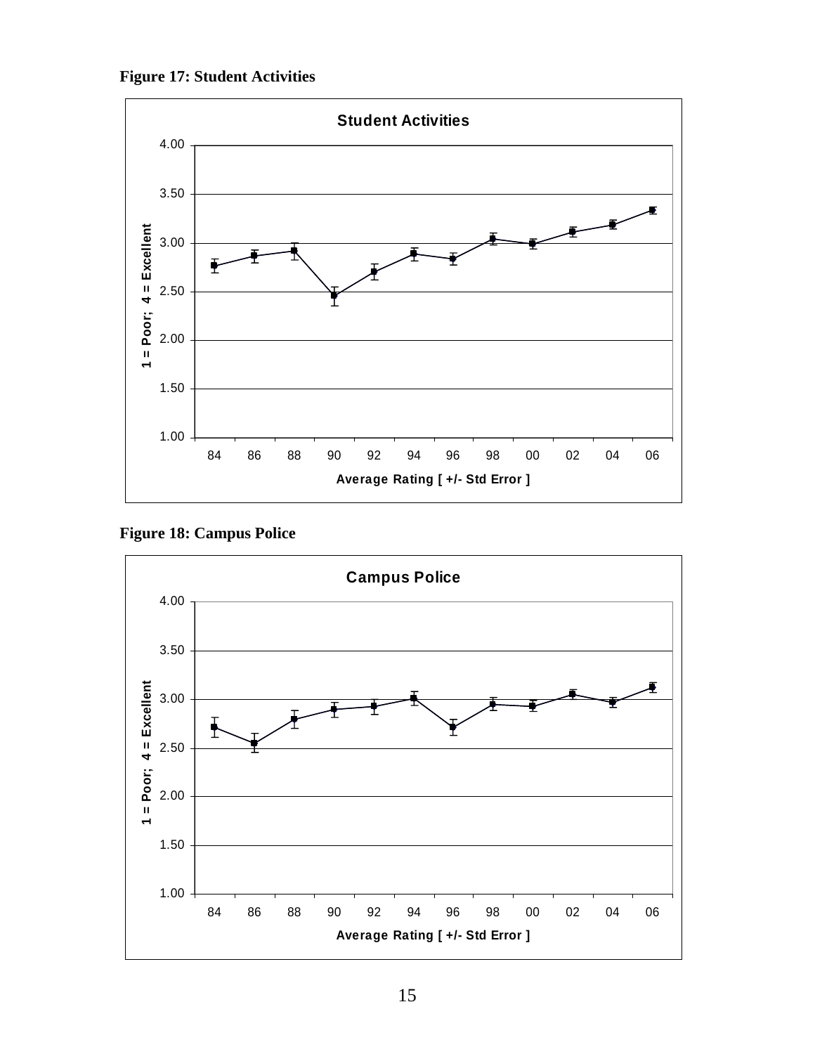**Figure 17: Student Activities**

**Figure 18: Campus Police**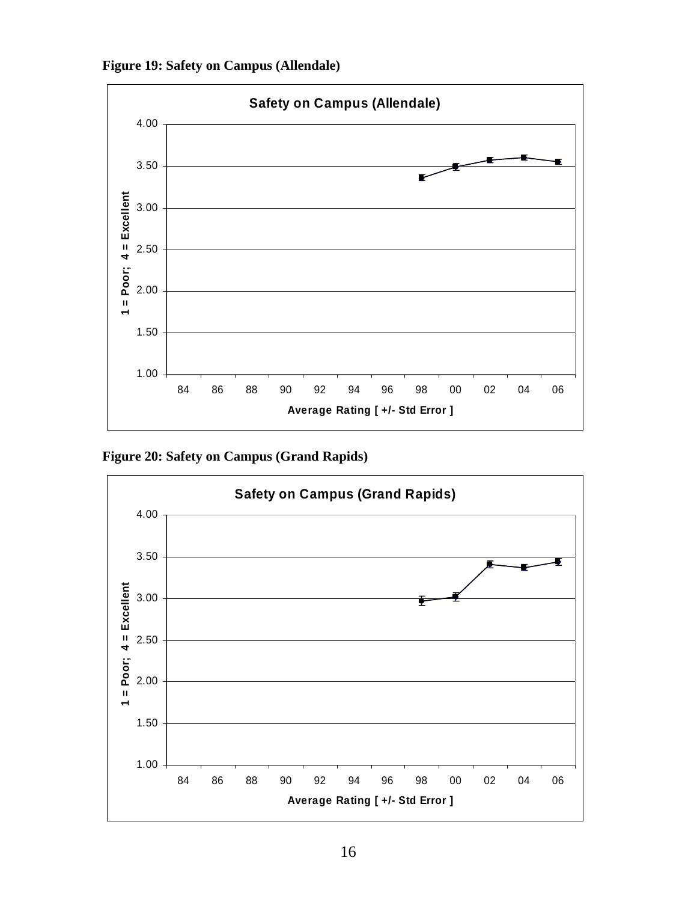**Figure 19: Safety on Campus (Allendale)**

**Figure 20: Safety on Campus (Grand Rapids)**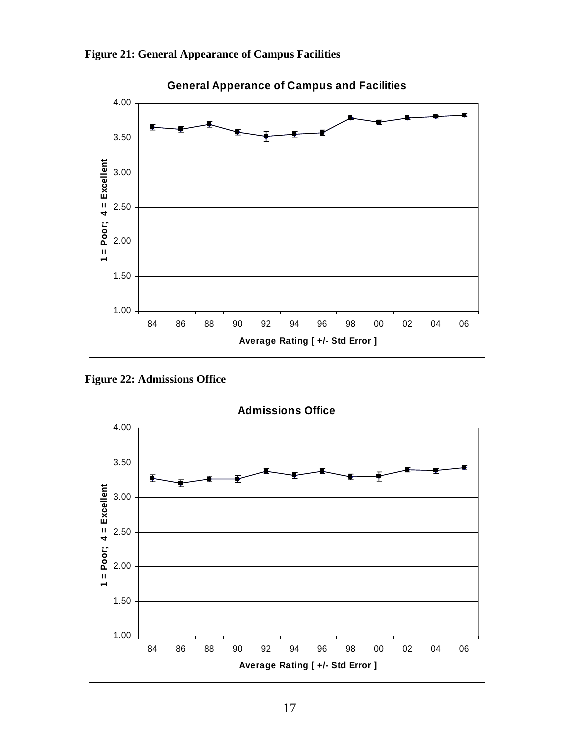**Figure 21: General Appearance of Campus Facilities**

**Figure 22: Admissions Office**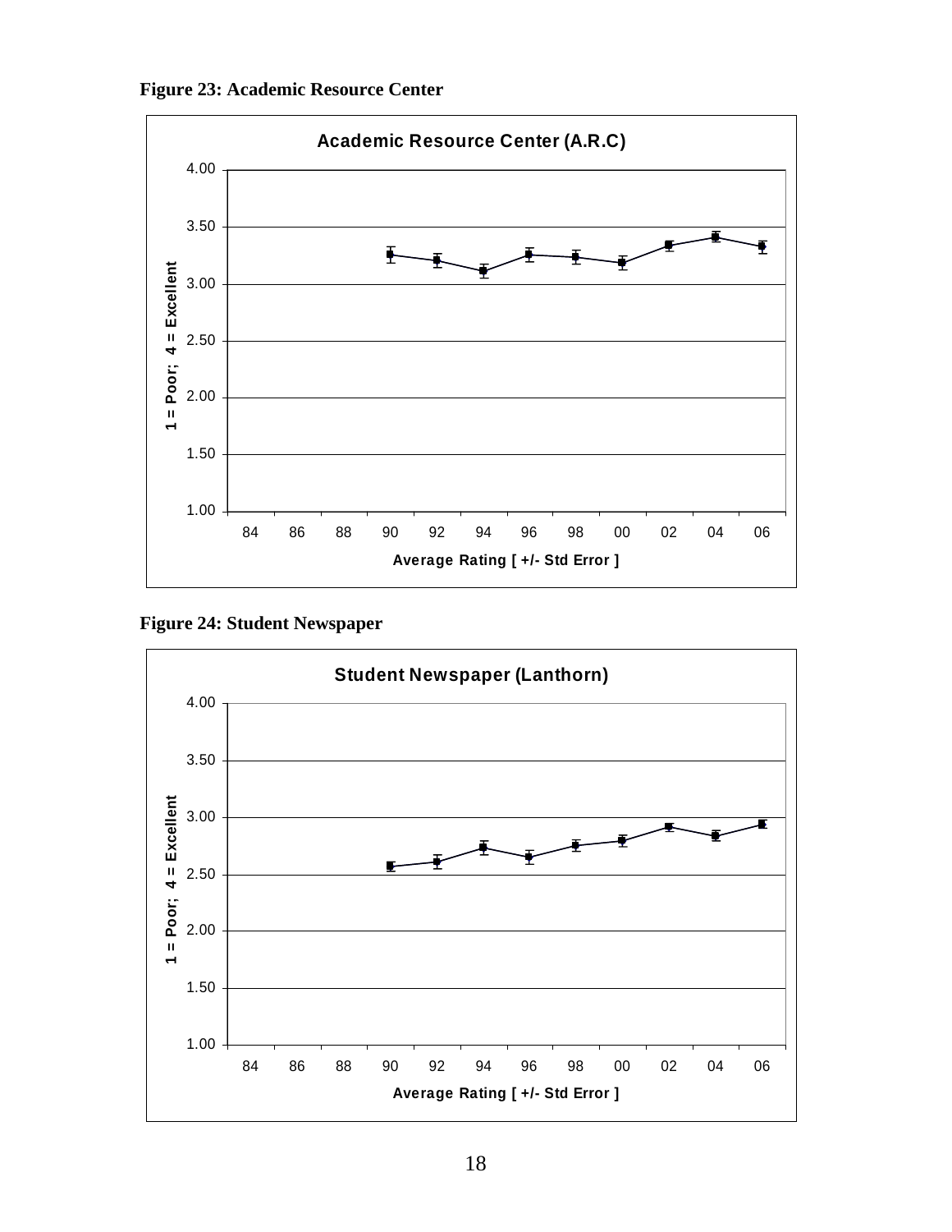**Figure 23: Academic Resource Center**

**Figure 24: Student Newspaper**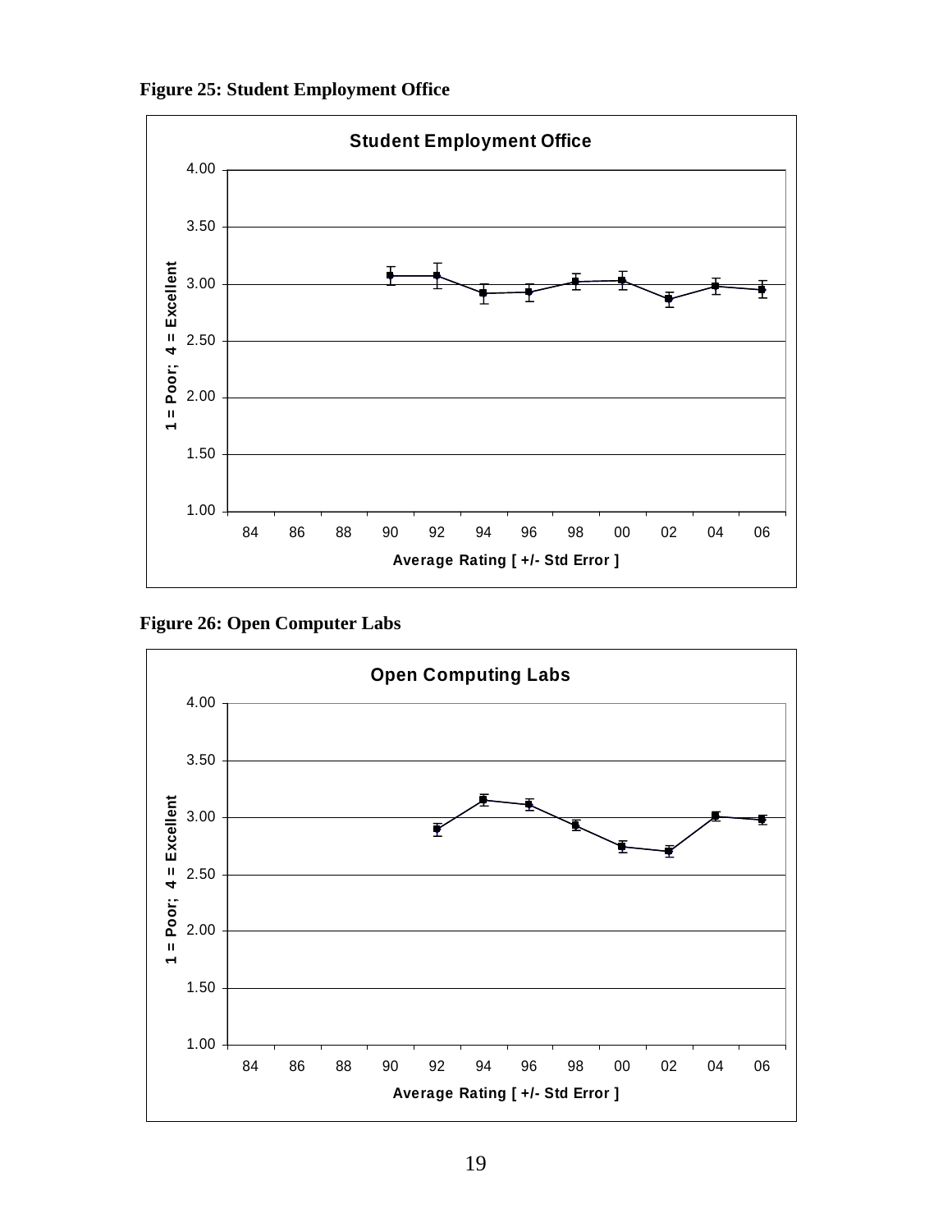**Figure 25: Student Employment Office**

**Student Employment Office**

1 = Poor; 4 = Excellent

Average Rating [ +/- Std Error ]

**Figure 26: Open Computer Labs**

**Open Computing Labs**

1 = Poor; 4 = Excellent

Average Rating [ +/- Std Error ]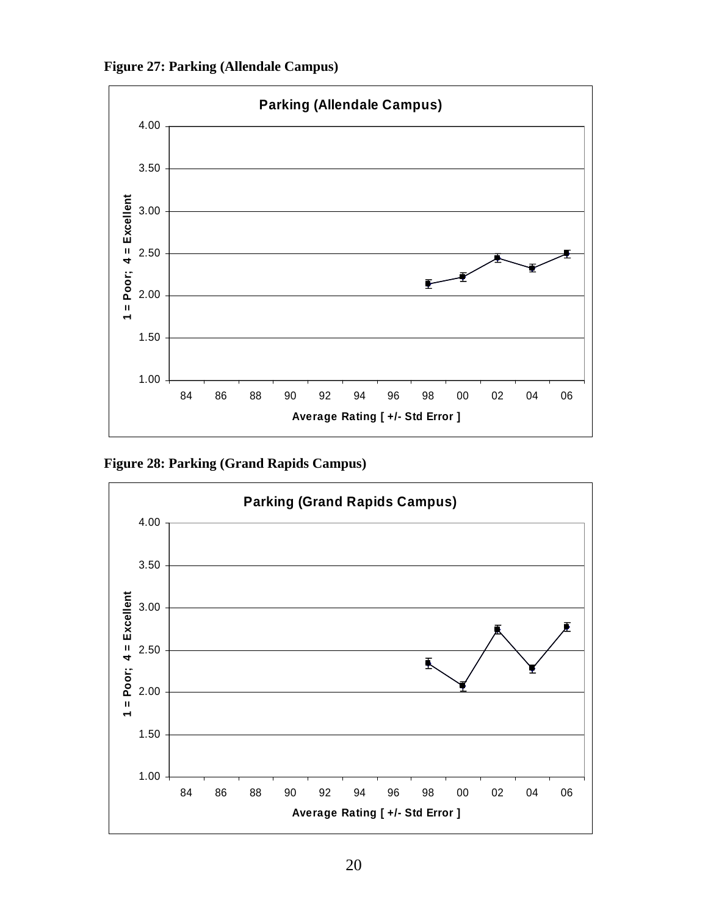**Figure 27: Parking (Allendale Campus)**

**Parking (Allendale Campus)**

1 = Poor; 4 = Excellent

4.00
3.50
3.00
2.50
2.00
1.50
1.00

84 86 88 90 92 94 96 98 00 02 04 06

Average Rating [ +/- Std Error ]

**Figure 28: Parking (Grand Rapids Campus)**

**Parking (Grand Rapids Campus)**

1 = Poor; 4 = Excellent

4.00
3.50
3.00
2.50
2.00
1.50
1.00

84 86 88 90 92 94 96 98 00 02 04 06

Average Rating [ +/- Std Error ]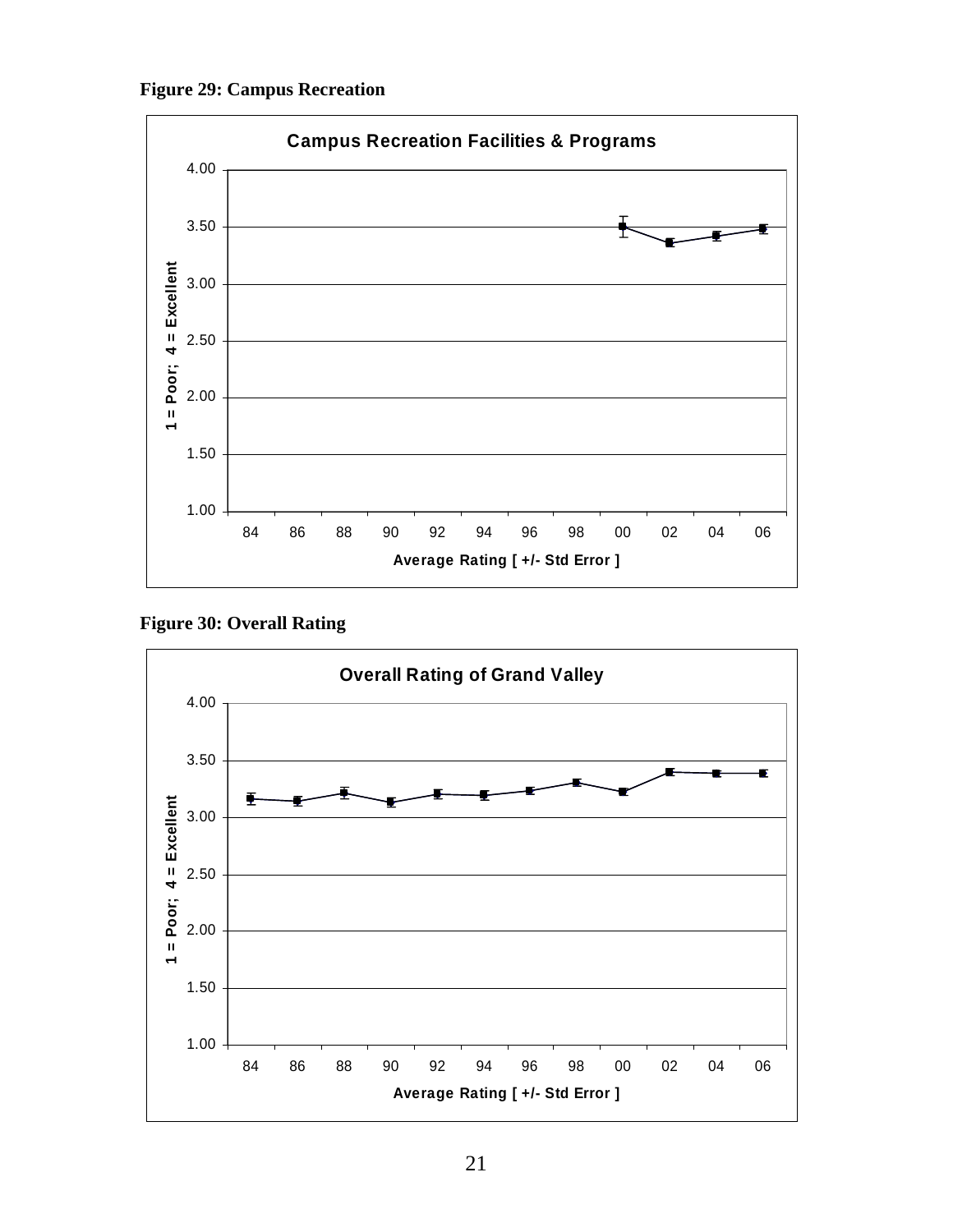**Figure 29: Campus Recreation**

**Campus Recreation Facilities & Programs**

1 = Poor; 4 = Excellent

4.00
3.50
3.00
2.50
2.00
1.50
1.00

84 86 88 90 92 94 96 98 00 02 04 06

**Average Rating [ +/- Std Error ]**

**Figure 30: Overall Rating**

**Overall Rating of Grand Valley**

1 = Poor; 4 = Excellent

4.00
3.50
3.00
2.50
2.00
1.50
1.00

84 86 88 90 92 94 96 98 00 02 04 06

**Average Rating [ +/- Std Error ]**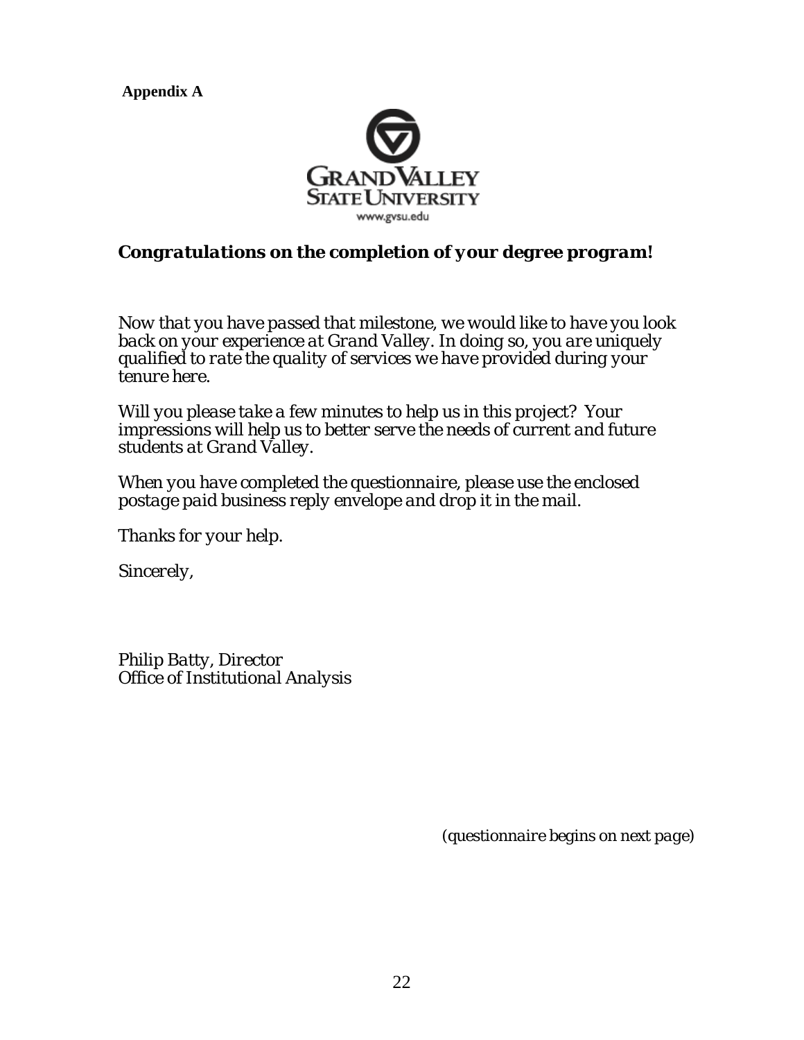**Appendix A**

GRAND VALLEY STATE UNIVERSITY
www.gvsu.edu

***Congratulations on the completion of your degree program!***

*Now that you have passed that milestone, we would like to have you look back on your experience at Grand Valley. In doing so, you are uniquely qualified to rate the quality of services we have provided during your tenure here.*

*Will you please take a few minutes to help us in this project? Your impressions will help us to better serve the needs of current and future students at Grand Valley.*

*When you have completed the questionnaire, please use the enclosed postage paid business reply envelope and drop it in the mail.*

*Thanks for your help.*

*Sincerely,*

*Philip Batty, Director*
*Office of Institutional Analysis*

*(questionnaire begins on next page)*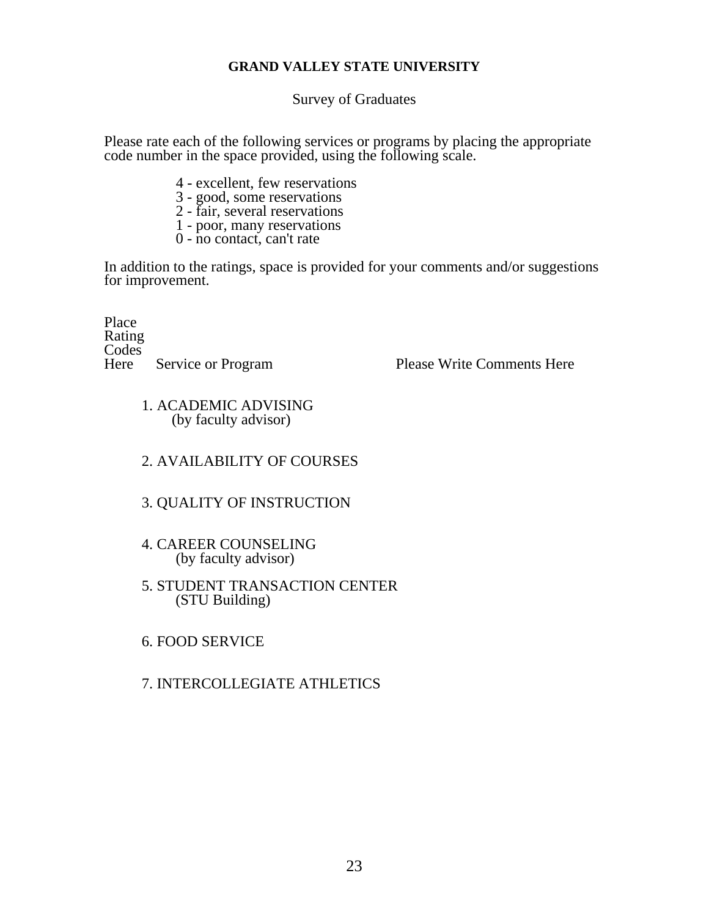**GRAND VALLEY STATE UNIVERSITY**

Survey of Graduates

Please rate each of the following services or programs by placing the appropriate code number in the space provided, using the following scale.

4 - excellent, few reservations
3 - good, some reservations
2 - fair, several reservations
1 - poor, many reservations
0 - no contact, can't rate

In addition to the ratings, space is provided for your comments and/or suggestions for improvement.

| Place Rating Codes Here | Service or Program | Please Write Comments Here |
|---|---|---|
| | 1. ACADEMIC ADVISING (by faculty advisor) | |
| | 2. AVAILABILITY OF COURSES | |
| | 3. QUALITY OF INSTRUCTION | |
| | 4. CAREER COUNSELING (by faculty advisor) | |
| | 5. STUDENT TRANSACTION CENTER (STU Building) | |
| | 6. FOOD SERVICE | |
| | 7. INTERCOLLEGIATE ATHLETICS | |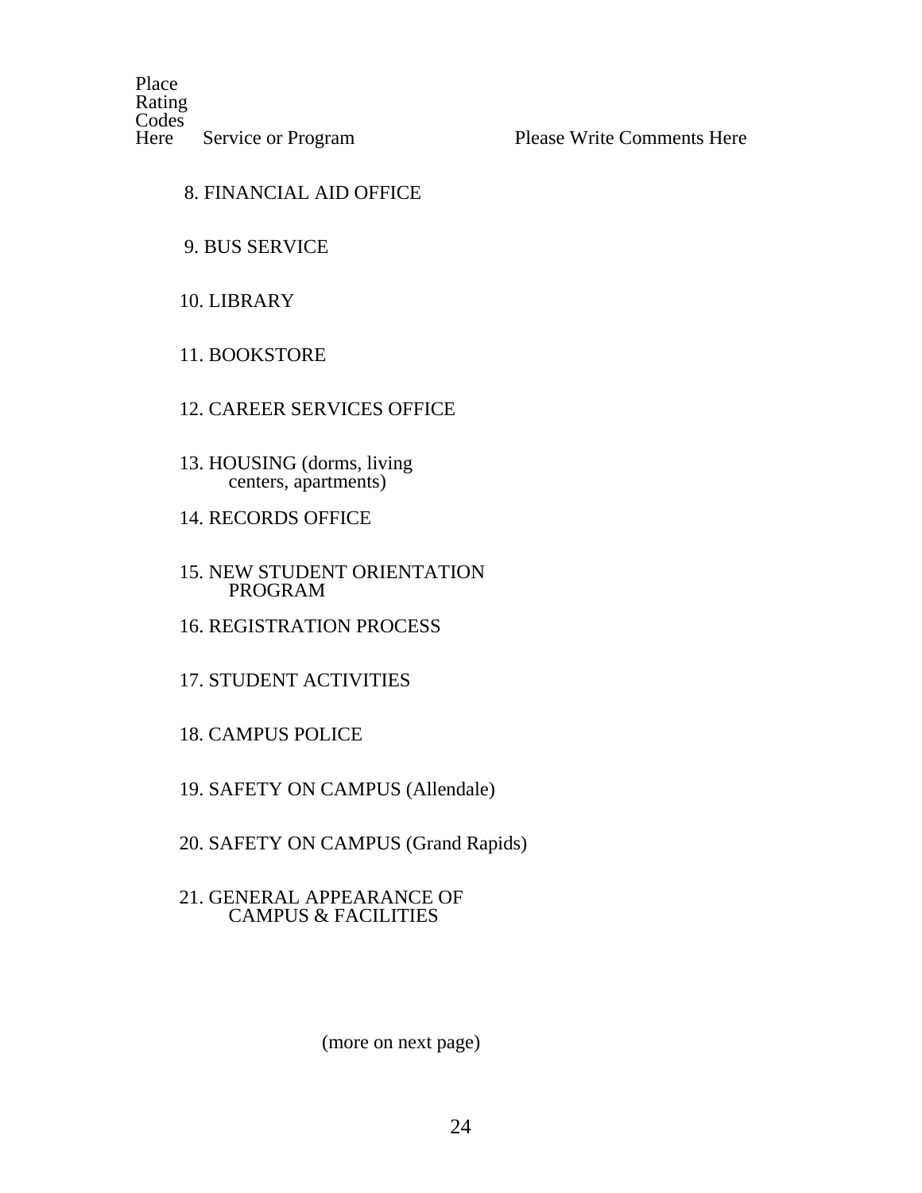| Place Rating Codes Here | Service or Program | Please Write Comments Here |
|---|---|---|
| | 8. FINANCIAL AID OFFICE | |
| | 9. BUS SERVICE | |
| | 10. LIBRARY | |
| | 11. BOOKSTORE | |
| | 12. CAREER SERVICES OFFICE | |
| | 13. HOUSING (dorms, living centers, apartments) | |
| | 14. RECORDS OFFICE | |
| | 15. NEW STUDENT ORIENTATION PROGRAM | |
| | 16. REGISTRATION PROCESS | |
| | 17. STUDENT ACTIVITIES | |
| | 18. CAMPUS POLICE | |
| | 19. SAFETY ON CAMPUS (Allendale) | |
| | 20. SAFETY ON CAMPUS (Grand Rapids) | |
| | 21. GENERAL APPEARANCE OF CAMPUS & FACILITIES | |

(more on next page)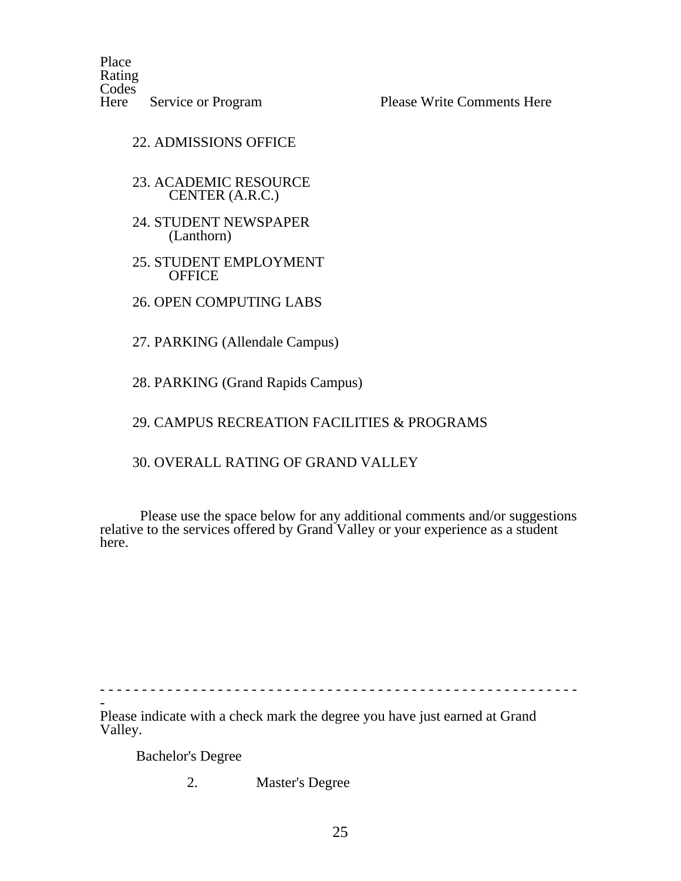| Place Rating Codes Here | Service or Program | Please Write Comments Here |
|---|---|---|
| | 22. ADMISSIONS OFFICE | |
| | 23. ACADEMIC RESOURCE CENTER (A.R.C.) | |
| | 24. STUDENT NEWSPAPER (Lanthorn) | |
| | 25. STUDENT EMPLOYMENT OFFICE | |
| | 26. OPEN COMPUTING LABS | |
| | 27. PARKING (Allendale Campus) | |
| | 28. PARKING (Grand Rapids Campus) | |
| | 29. CAMPUS RECREATION FACILITIES & PROGRAMS | |
| | 30. OVERALL RATING OF GRAND VALLEY | |

Please use the space below for any additional comments and/or suggestions relative to the services offered by Grand Valley or your experience as a student here.

- - - - - - - - - - - - - - - - - - - - - - - - - - - - - - - - - - - - - - - - - - - - - - - - - - - - - - - - - -

Please indicate with a check mark the degree you have just earned at Grand Valley.

Bachelor's Degree

2. Master's Degree